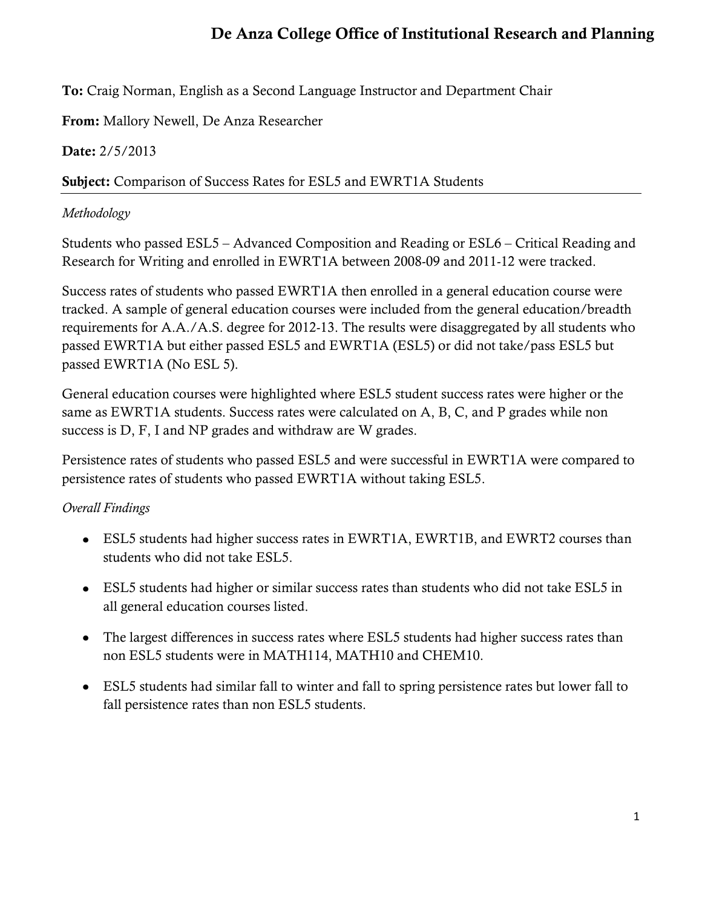# De Anza College Office of Institutional Research and Planning

**To:** Craig Norman, English as a Second Language Instructor and Department Chair

**From:** Mallory Newell, De Anza Researcher

**Date:** 2/5/2013

**Subject:** Comparison of Success Rates for ESL5 and EWRT1A Students

---

*Methodology*

Students who passed ESL5 – Advanced Composition and Reading or ESL6 – Critical Reading and Research for Writing and enrolled in EWRT1A between 2008-09 and 2011-12 were tracked.

Success rates of students who passed EWRT1A then enrolled in a general education course were tracked. A sample of general education courses were included from the general education/breadth requirements for A.A./A.S. degree for 2012-13. The results were disaggregated by all students who passed EWRT1A but either passed ESL5 and EWRT1A (ESL5) or did not take/pass ESL5 but passed EWRT1A (No ESL 5).

General education courses were highlighted where ESL5 student success rates were higher or the same as EWRT1A students. Success rates were calculated on A, B, C, and P grades while non success is D, F, I and NP grades and withdraw are W grades.

Persistence rates of students who passed ESL5 and were successful in EWRT1A were compared to persistence rates of students who passed EWRT1A without taking ESL5.

*Overall Findings*

- ESL5 students had higher success rates in EWRT1A, EWRT1B, and EWRT2 courses than students who did not take ESL5.
- ESL5 students had higher or similar success rates than students who did not take ESL5 in all general education courses listed.
- The largest differences in success rates where ESL5 students had higher success rates than non ESL5 students were in MATH114, MATH10 and CHEM10.
- ESL5 students had similar fall to winter and fall to spring persistence rates but lower fall to fall persistence rates than non ESL5 students.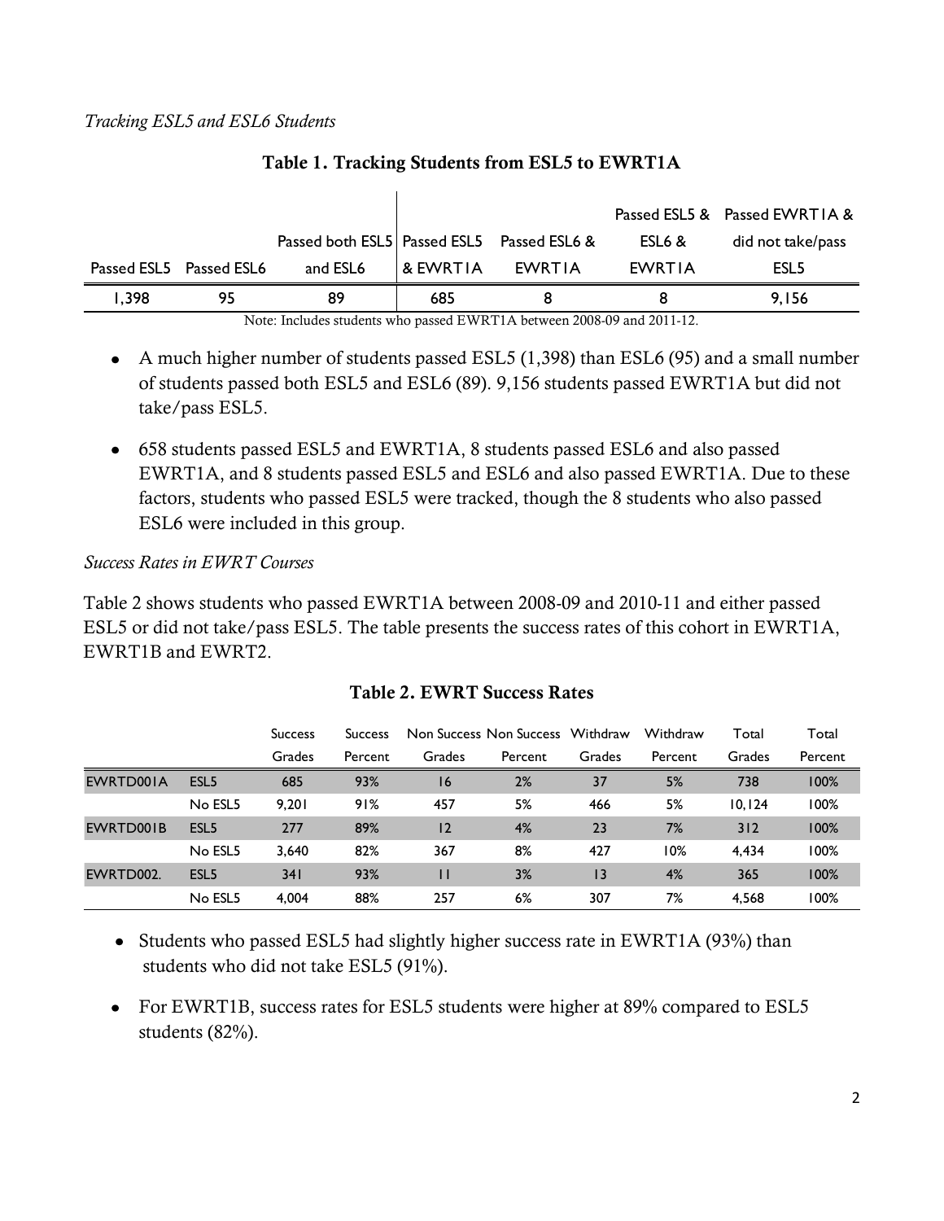*Tracking ESL5 and ESL6 Students*

**Table 1. Tracking Students from ESL5 to EWRT1A**

| Passed ESL5 | Passed ESL6 | Passed both ESL5 and ESL6 | Passed ESL5 & EWRT1A | Passed ESL6 & EWRT1A | Passed ESL5 & ESL6 & EWRT1A | Passed EWRT1A & did not take/pass ESL5 |
|---|---|---|---|---|---|---|
| 1,398 | 95 | 89 | 685 | 8 | 8 | 9,156 |

Note: Includes students who passed EWRT1A between 2008-09 and 2011-12.

- A much higher number of students passed ESL5 (1,398) than ESL6 (95) and a small number of students passed both ESL5 and ESL6 (89). 9,156 students passed EWRT1A but did not take/pass ESL5.
- 658 students passed ESL5 and EWRT1A, 8 students passed ESL6 and also passed EWRT1A, and 8 students passed ESL5 and ESL6 and also passed EWRT1A. Due to these factors, students who passed ESL5 were tracked, though the 8 students who also passed ESL6 were included in this group.

*Success Rates in EWRT Courses*

Table 2 shows students who passed EWRT1A between 2008-09 and 2010-11 and either passed ESL5 or did not take/pass ESL5. The table presents the success rates of this cohort in EWRT1A, EWRT1B and EWRT2.

**Table 2. EWRT Success Rates**

| | | Success Grades | Success Percent | Non Success Grades | Non Success Percent | Withdraw Grades | Withdraw Percent | Total Grades | Total Percent |
|---|---|---|---|---|---|---|---|---|---|
| EWRTD001A | ESL5 | 685 | 93% | 16 | 2% | 37 | 5% | 738 | 100% |
| | No ESL5 | 9,201 | 91% | 457 | 5% | 466 | 5% | 10,124 | 100% |
| EWRTD001B | ESL5 | 277 | 89% | 12 | 4% | 23 | 7% | 312 | 100% |
| | No ESL5 | 3,640 | 82% | 367 | 8% | 427 | 10% | 4,434 | 100% |
| EWRTD002. | ESL5 | 341 | 93% | 11 | 3% | 13 | 4% | 365 | 100% |
| | No ESL5 | 4,004 | 88% | 257 | 6% | 307 | 7% | 4,568 | 100% |

- Students who passed ESL5 had slightly higher success rate in EWRT1A (93%) than students who did not take ESL5 (91%).
- For EWRT1B, success rates for ESL5 students were higher at 89% compared to ESL5 students (82%).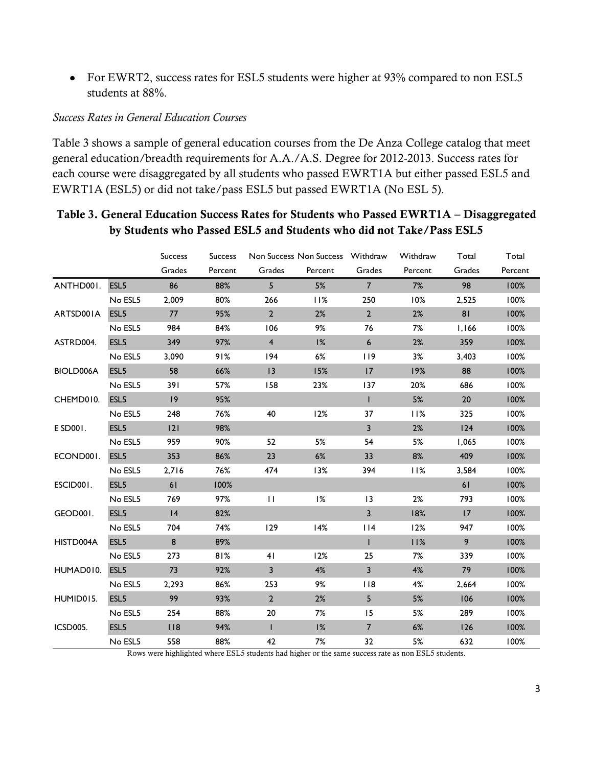- For EWRT2, success rates for ESL5 students were higher at 93% compared to non ESL5 students at 88%.

*Success Rates in General Education Courses*

Table 3 shows a sample of general education courses from the De Anza College catalog that meet general education/breadth requirements for A.A./A.S. Degree for 2012-2013. Success rates for each course were disaggregated by all students who passed EWRT1A but either passed ESL5 and EWRT1A (ESL5) or did not take/pass ESL5 but passed EWRT1A (No ESL 5).

**Table 3. General Education Success Rates for Students who Passed EWRT1A – Disaggregated by Students who Passed ESL5 and Students who did not Take/Pass ESL5**

| | | Success Grades | Success Percent | Non Success Grades | Non Success Percent | Withdraw Grades | Withdraw Percent | Total Grades | Total Percent |
|---|---|---|---|---|---|---|---|---|---|
| ANTHD001. | ESL5 | 86 | 88% | 5 | 5% | 7 | 7% | 98 | 100% |
| | No ESL5 | 2,009 | 80% | 266 | 11% | 250 | 10% | 2,525 | 100% |
| ARTSD001A | ESL5 | 77 | 95% | 2 | 2% | 2 | 2% | 81 | 100% |
| | No ESL5 | 984 | 84% | 106 | 9% | 76 | 7% | 1,166 | 100% |
| ASTRD004. | ESL5 | 349 | 97% | 4 | 1% | 6 | 2% | 359 | 100% |
| | No ESL5 | 3,090 | 91% | 194 | 6% | 119 | 3% | 3,403 | 100% |
| BIOLD006A | ESL5 | 58 | 66% | 13 | 15% | 17 | 19% | 88 | 100% |
| | No ESL5 | 391 | 57% | 158 | 23% | 137 | 20% | 686 | 100% |
| CHEMD010. | ESL5 | 19 | 95% | | | 1 | 5% | 20 | 100% |
| | No ESL5 | 248 | 76% | 40 | 12% | 37 | 11% | 325 | 100% |
| E SD001. | ESL5 | 121 | 98% | | | 3 | 2% | 124 | 100% |
| | No ESL5 | 959 | 90% | 52 | 5% | 54 | 5% | 1,065 | 100% |
| ECOND001. | ESL5 | 353 | 86% | 23 | 6% | 33 | 8% | 409 | 100% |
| | No ESL5 | 2,716 | 76% | 474 | 13% | 394 | 11% | 3,584 | 100% |
| ESCID001. | ESL5 | 61 | 100% | | | | | 61 | 100% |
| | No ESL5 | 769 | 97% | 11 | 1% | 13 | 2% | 793 | 100% |
| GEOD001. | ESL5 | 14 | 82% | | | 3 | 18% | 17 | 100% |
| | No ESL5 | 704 | 74% | 129 | 14% | 114 | 12% | 947 | 100% |
| HISTD004A | ESL5 | 8 | 89% | | | 1 | 11% | 9 | 100% |
| | No ESL5 | 273 | 81% | 41 | 12% | 25 | 7% | 339 | 100% |
| HUMAD010. | ESL5 | 73 | 92% | 3 | 4% | 3 | 4% | 79 | 100% |
| | No ESL5 | 2,293 | 86% | 253 | 9% | 118 | 4% | 2,664 | 100% |
| HUMID015. | ESL5 | 99 | 93% | 2 | 2% | 5 | 5% | 106 | 100% |
| | No ESL5 | 254 | 88% | 20 | 7% | 15 | 5% | 289 | 100% |
| ICSD005. | ESL5 | 118 | 94% | 1 | 1% | 7 | 6% | 126 | 100% |
| | No ESL5 | 558 | 88% | 42 | 7% | 32 | 5% | 632 | 100% |

Rows were highlighted where ESL5 students had higher or the same success rate as non ESL5 students.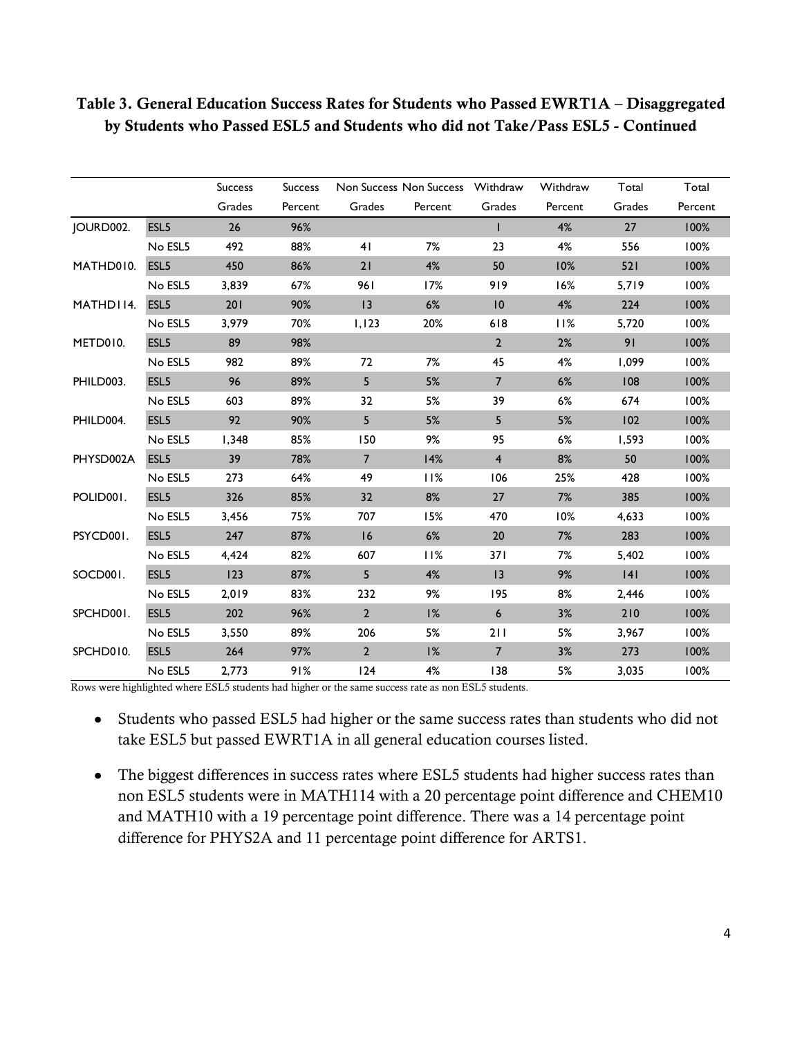### Table 3. General Education Success Rates for Students who Passed EWRT1A – Disaggregated by Students who Passed ESL5 and Students who did not Take/Pass ESL5 - Continued

| | | Success Grades | Success Percent | Non Success Grades | Non Success Percent | Withdraw Grades | Withdraw Percent | Total Grades | Total Percent |
|---|---|---|---|---|---|---|---|---|---|
| JOURD002. | ESL5 | 26 | 96% | | | 1 | 4% | 27 | 100% |
| | No ESL5 | 492 | 88% | 41 | 7% | 23 | 4% | 556 | 100% |
| MATHD010. | ESL5 | 450 | 86% | 21 | 4% | 50 | 10% | 521 | 100% |
| | No ESL5 | 3,839 | 67% | 961 | 17% | 919 | 16% | 5,719 | 100% |
| MATHD114. | ESL5 | 201 | 90% | 13 | 6% | 10 | 4% | 224 | 100% |
| | No ESL5 | 3,979 | 70% | 1,123 | 20% | 618 | 11% | 5,720 | 100% |
| METD010. | ESL5 | 89 | 98% | | | 2 | 2% | 91 | 100% |
| | No ESL5 | 982 | 89% | 72 | 7% | 45 | 4% | 1,099 | 100% |
| PHILD003. | ESL5 | 96 | 89% | 5 | 5% | 7 | 6% | 108 | 100% |
| | No ESL5 | 603 | 89% | 32 | 5% | 39 | 6% | 674 | 100% |
| PHILD004. | ESL5 | 92 | 90% | 5 | 5% | 5 | 5% | 102 | 100% |
| | No ESL5 | 1,348 | 85% | 150 | 9% | 95 | 6% | 1,593 | 100% |
| PHYSD002A | ESL5 | 39 | 78% | 7 | 14% | 4 | 8% | 50 | 100% |
| | No ESL5 | 273 | 64% | 49 | 11% | 106 | 25% | 428 | 100% |
| POLID001. | ESL5 | 326 | 85% | 32 | 8% | 27 | 7% | 385 | 100% |
| | No ESL5 | 3,456 | 75% | 707 | 15% | 470 | 10% | 4,633 | 100% |
| PSYCD001. | ESL5 | 247 | 87% | 16 | 6% | 20 | 7% | 283 | 100% |
| | No ESL5 | 4,424 | 82% | 607 | 11% | 371 | 7% | 5,402 | 100% |
| SOCD001. | ESL5 | 123 | 87% | 5 | 4% | 13 | 9% | 141 | 100% |
| | No ESL5 | 2,019 | 83% | 232 | 9% | 195 | 8% | 2,446 | 100% |
| SPCHD001. | ESL5 | 202 | 96% | 2 | 1% | 6 | 3% | 210 | 100% |
| | No ESL5 | 3,550 | 89% | 206 | 5% | 211 | 5% | 3,967 | 100% |
| SPCHD010. | ESL5 | 264 | 97% | 2 | 1% | 7 | 3% | 273 | 100% |
| | No ESL5 | 2,773 | 91% | 124 | 4% | 138 | 5% | 3,035 | 100% |

Rows were highlighted where ESL5 students had higher or the same success rate as non ESL5 students.

- Students who passed ESL5 had higher or the same success rates than students who did not take ESL5 but passed EWRT1A in all general education courses listed.
- The biggest differences in success rates where ESL5 students had higher success rates than non ESL5 students were in MATH114 with a 20 percentage point difference and CHEM10 and MATH10 with a 19 percentage point difference. There was a 14 percentage point difference for PHYS2A and 11 percentage point difference for ARTS1.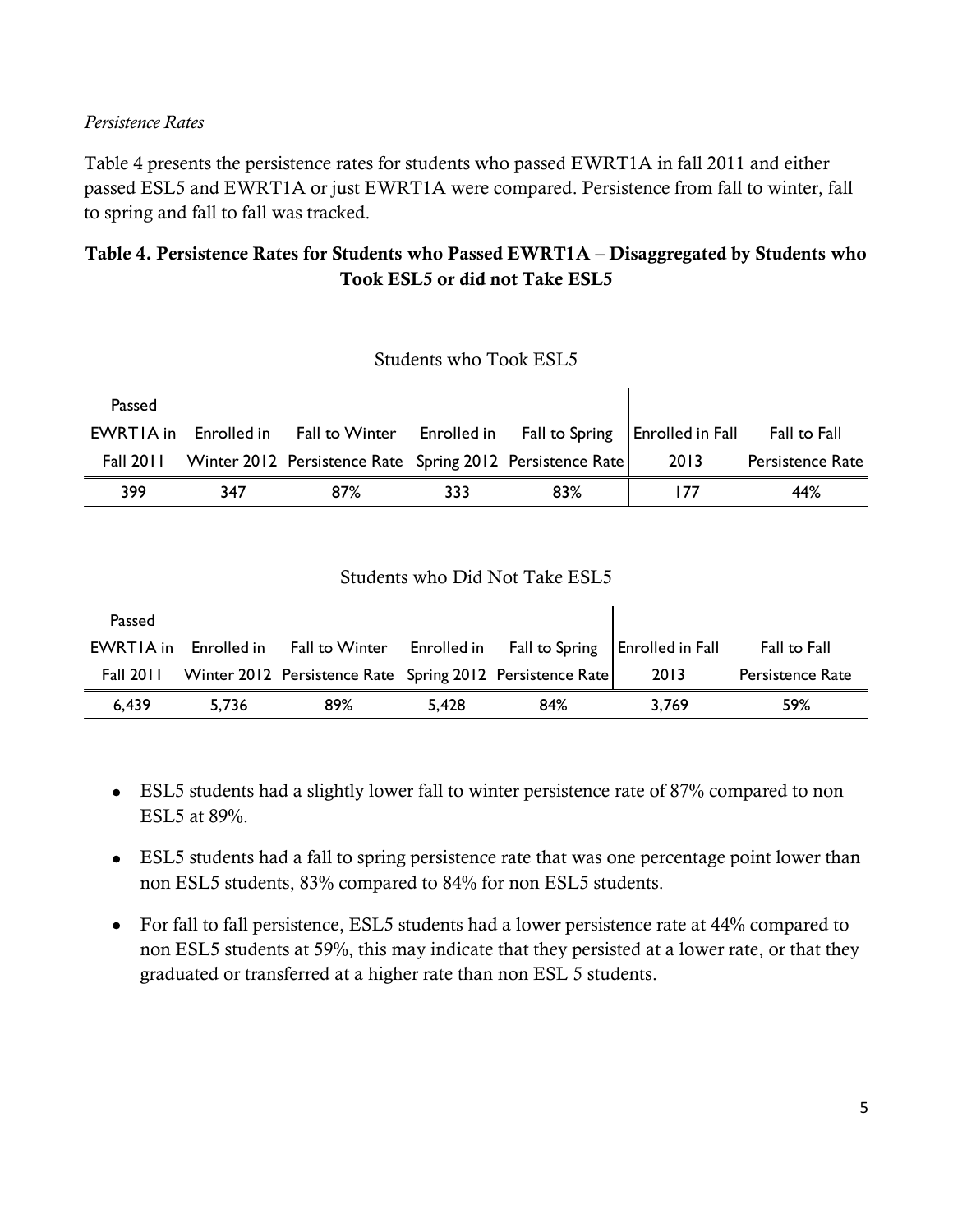*Persistence Rates*

Table 4 presents the persistence rates for students who passed EWRT1A in fall 2011 and either passed ESL5 and EWRT1A or just EWRT1A were compared. Persistence from fall to winter, fall to spring and fall to fall was tracked.

**Table 4. Persistence Rates for Students who Passed EWRT1A – Disaggregated by Students who Took ESL5 or did not Take ESL5**

Students who Took ESL5

| Passed EWRT1A in Fall 2011 | Enrolled in Winter 2012 | Fall to Winter Persistence Rate | Enrolled in Spring 2012 | Fall to Spring Persistence Rate | Enrolled in Fall 2013 | Fall to Fall Persistence Rate |
|---|---|---|---|---|---|---|
| 399 | 347 | 87% | 333 | 83% | 177 | 44% |

Students who Did Not Take ESL5

| Passed EWRT1A in Fall 2011 | Enrolled in Winter 2012 | Fall to Winter Persistence Rate | Enrolled in Spring 2012 | Fall to Spring Persistence Rate | Enrolled in Fall 2013 | Fall to Fall Persistence Rate |
|---|---|---|---|---|---|---|
| 6,439 | 5,736 | 89% | 5,428 | 84% | 3,769 | 59% |

- ESL5 students had a slightly lower fall to winter persistence rate of 87% compared to non ESL5 at 89%.
- ESL5 students had a fall to spring persistence rate that was one percentage point lower than non ESL5 students, 83% compared to 84% for non ESL5 students.
- For fall to fall persistence, ESL5 students had a lower persistence rate at 44% compared to non ESL5 students at 59%, this may indicate that they persisted at a lower rate, or that they graduated or transferred at a higher rate than non ESL 5 students.